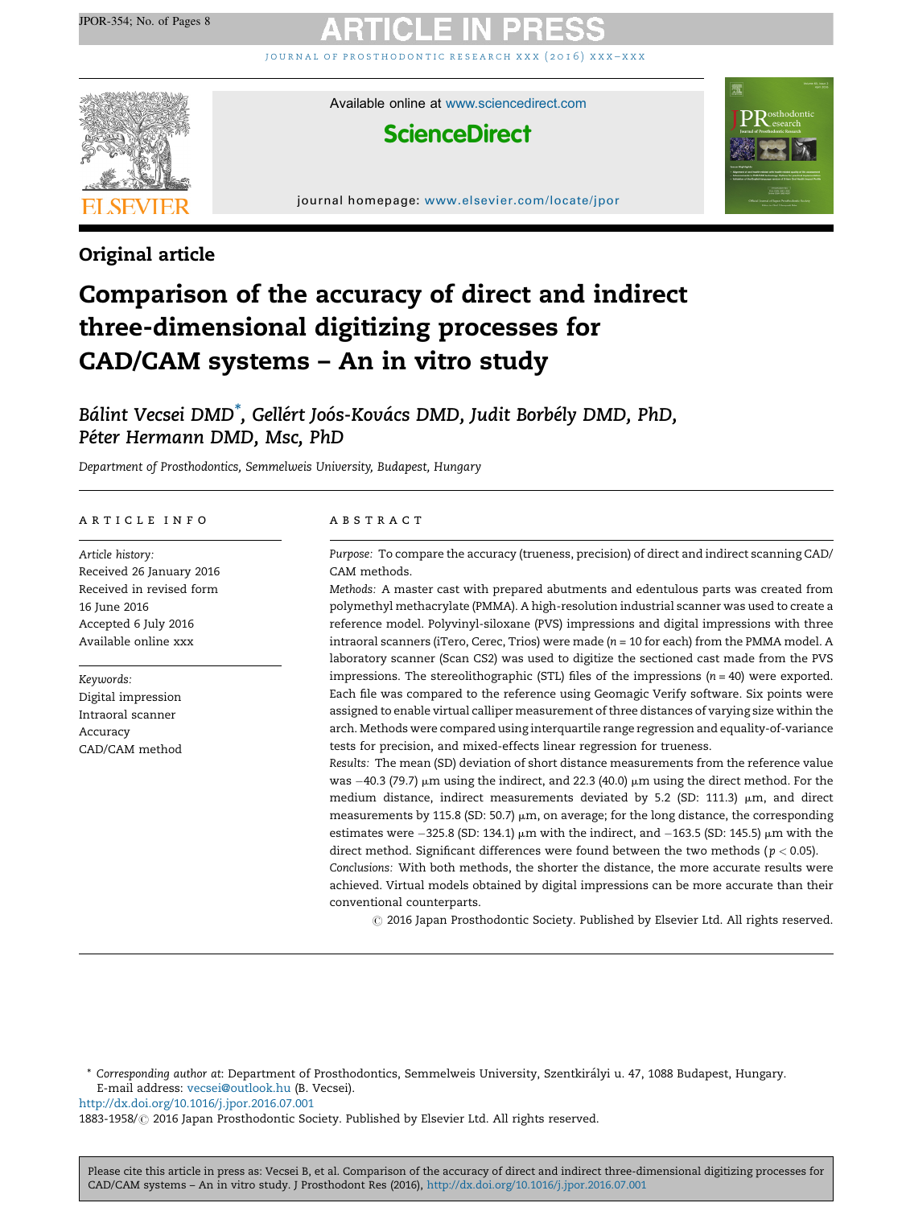Original article

# Comparison of the accuracy of direct and indirect three-dimensional digitizing processes for CAD/CAM systems – An in vitro study

Bálint Vecsei DMD*, Gellért Joós-Kovács DMD, Judit Borbély DMD, PhD, Péter Hermann DMD, Msc, PhD

*Department of Prosthodontics, Semmelweis University, Budapest, Hungary*

## ARTICLE INFO

*Article history:*
Received 26 January 2016
Received in revised form 16 June 2016
Accepted 6 July 2016
Available online xxx

*Keywords:*
Digital impression
Intraoral scanner
Accuracy
CAD/CAM method

## ABSTRACT

*Purpose:* To compare the accuracy (trueness, precision) of direct and indirect scanning CAD/CAM methods.

*Methods:* A master cast with prepared abutments and edentulous parts was created from polymethyl methacrylate (PMMA). A high-resolution industrial scanner was used to create a reference model. Polyvinyl-siloxane (PVS) impressions and digital impressions with three intraoral scanners (iTero, Cerec, Trios) were made ($n = 10$ for each) from the PMMA model. A laboratory scanner (Scan CS2) was used to digitize the sectioned cast made from the PVS impressions. The stereolithographic (STL) files of the impressions ($n = 40$) were exported. Each file was compared to the reference using Geomagic Verify software. Six points were assigned to enable virtual calliper measurement of three distances of varying size within the arch. Methods were compared using interquartile range regression and equality-of-variance tests for precision, and mixed-effects linear regression for trueness.

*Results:* The mean (SD) deviation of short distance measurements from the reference value was −40.3 (79.7) μm using the indirect, and 22.3 (40.0) μm using the direct method. For the medium distance, indirect measurements deviated by 5.2 (SD: 111.3) μm, and direct measurements by 115.8 (SD: 50.7) μm, on average; for the long distance, the corresponding estimates were −325.8 (SD: 134.1) μm with the indirect, and −163.5 (SD: 145.5) μm with the direct method. Significant differences were found between the two methods ($p < 0.05$).

*Conclusions:* With both methods, the shorter the distance, the more accurate results were achieved. Virtual models obtained by digital impressions can be more accurate than their conventional counterparts.

© 2016 Japan Prosthodontic Society. Published by Elsevier Ltd. All rights reserved.

* *Corresponding author at:* Department of Prosthodontics, Semmelweis University, Szentkirályi u. 47, 1088 Budapest, Hungary.
E-mail address: vecsei@outlook.hu (B. Vecsei).

http://dx.doi.org/10.1016/j.jpor.2016.07.001
1883-1958/© 2016 Japan Prosthodontic Society. Published by Elsevier Ltd. All rights reserved.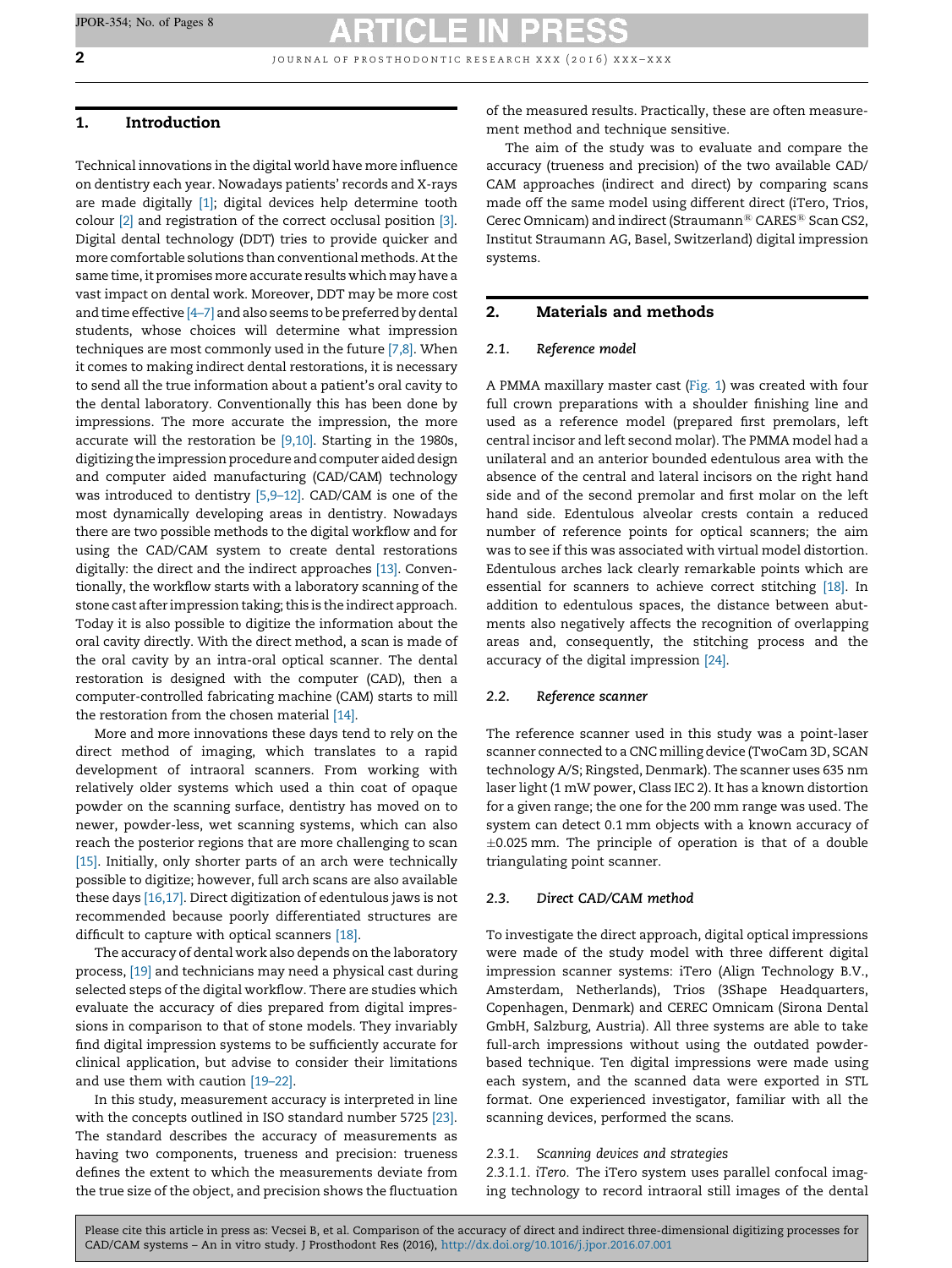## 1. Introduction

Technical innovations in the digital world have more influence on dentistry each year. Nowadays patients' records and X-rays are made digitally [1]; digital devices help determine tooth colour [2] and registration of the correct occlusal position [3]. Digital dental technology (DDT) tries to provide quicker and more comfortable solutions than conventional methods. At the same time, it promises more accurate results which may have a vast impact on dental work. Moreover, DDT may be more cost and time effective [4–7] and also seems to be preferred by dental students, whose choices will determine what impression techniques are most commonly used in the future [7,8]. When it comes to making indirect dental restorations, it is necessary to send all the true information about a patient's oral cavity to the dental laboratory. Conventionally this has been done by impressions. The more accurate the impression, the more accurate will the restoration be [9,10]. Starting in the 1980s, digitizing the impression procedure and computer aided design and computer aided manufacturing (CAD/CAM) technology was introduced to dentistry [5,9–12]. CAD/CAM is one of the most dynamically developing areas in dentistry. Nowadays there are two possible methods to the digital workflow and for using the CAD/CAM system to create dental restorations digitally: the direct and the indirect approaches [13]. Conventionally, the workflow starts with a laboratory scanning of the stone cast after impression taking; this is the indirect approach. Today it is also possible to digitize the information about the oral cavity directly. With the direct method, a scan is made of the oral cavity by an intra-oral optical scanner. The dental restoration is designed with the computer (CAD), then a computer-controlled fabricating machine (CAM) starts to mill the restoration from the chosen material [14].

More and more innovations these days tend to rely on the direct method of imaging, which translates to a rapid development of intraoral scanners. From working with relatively older systems which used a thin coat of opaque powder on the scanning surface, dentistry has moved on to newer, powder-less, wet scanning systems, which can also reach the posterior regions that are more challenging to scan [15]. Initially, only shorter parts of an arch were technically possible to digitize; however, full arch scans are also available these days [16,17]. Direct digitization of edentulous jaws is not recommended because poorly differentiated structures are difficult to capture with optical scanners [18].

The accuracy of dental work also depends on the laboratory process, [19] and technicians may need a physical cast during selected steps of the digital workflow. There are studies which evaluate the accuracy of dies prepared from digital impressions in comparison to that of stone models. They invariably find digital impression systems to be sufficiently accurate for clinical application, but advise to consider their limitations and use them with caution [19–22].

In this study, measurement accuracy is interpreted in line with the concepts outlined in ISO standard number 5725 [23]. The standard describes the accuracy of measurements as having two components, trueness and precision: trueness defines the extent to which the measurements deviate from the true size of the object, and precision shows the fluctuation of the measured results. Practically, these are often measurement method and technique sensitive.

The aim of the study was to evaluate and compare the accuracy (trueness and precision) of the two available CAD/CAM approaches (indirect and direct) by comparing scans made off the same model using different direct (iTero, Trios, Cerec Omnicam) and indirect (Straumann® CARES® Scan CS2, Institut Straumann AG, Basel, Switzerland) digital impression systems.

## 2. Materials and methods

### 2.1. Reference model

A PMMA maxillary master cast (Fig. 1) was created with four full crown preparations with a shoulder finishing line and used as a reference model (prepared first premolars, left central incisor and left second molar). The PMMA model had a unilateral and an anterior bounded edentulous area with the absence of the central and lateral incisors on the right hand side and of the second premolar and first molar on the left hand side. Edentulous alveolar crests contain a reduced number of reference points for optical scanners; the aim was to see if this was associated with virtual model distortion. Edentulous arches lack clearly remarkable points which are essential for scanners to achieve correct stitching [18]. In addition to edentulous spaces, the distance between abutments also negatively affects the recognition of overlapping areas and, consequently, the stitching process and the accuracy of the digital impression [24].

### 2.2. Reference scanner

The reference scanner used in this study was a point-laser scanner connected to a CNC milling device (TwoCam 3D, SCAN technology A/S; Ringsted, Denmark). The scanner uses 635 nm laser light (1 mW power, Class IEC 2). It has a known distortion for a given range; the one for the 200 mm range was used. The system can detect 0.1 mm objects with a known accuracy of ±0.025 mm. The principle of operation is that of a double triangulating point scanner.

### 2.3. Direct CAD/CAM method

To investigate the direct approach, digital optical impressions were made of the study model with three different digital impression scanner systems: iTero (Align Technology B.V., Amsterdam, Netherlands), Trios (3Shape Headquarters, Copenhagen, Denmark) and CEREC Omnicam (Sirona Dental GmbH, Salzburg, Austria). All three systems are able to take full-arch impressions without using the outdated powder-based technique. Ten digital impressions were made using each system, and the scanned data were exported in STL format. One experienced investigator, familiar with all the scanning devices, performed the scans.

#### 2.3.1. Scanning devices and strategies

*2.3.1.1. iTero.* The iTero system uses parallel confocal imaging technology to record intraoral still images of the dental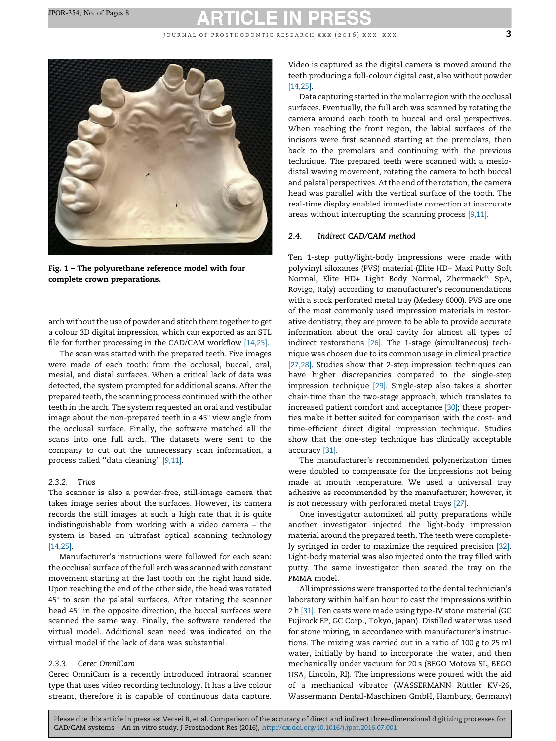**Fig. 1 – The polyurethane reference model with four complete crown preparations.**

arch without the use of powder and stitch them together to get a colour 3D digital impression, which can exported as an STL file for further processing in the CAD/CAM workflow [14,25].

The scan was started with the prepared teeth. Five images were made of each tooth: from the occlusal, buccal, oral, mesial, and distal surfaces. When a critical lack of data was detected, the system prompted for additional scans. After the prepared teeth, the scanning process continued with the other teeth in the arch. The system requested an oral and vestibular image about the non-prepared teeth in a 45° view angle from the occlusal surface. Finally, the software matched all the scans into one full arch. The datasets were sent to the company to cut out the unnecessary scan information, a process called ''data cleaning'' [9,11].

#### 2.3.2. Trios

The scanner is also a powder-free, still-image camera that takes image series about the surfaces. However, its camera records the still images at such a high rate that it is quite indistinguishable from working with a video camera – the system is based on ultrafast optical scanning technology [14,25].

Manufacturer's instructions were followed for each scan: the occlusal surface of the full arch was scanned with constant movement starting at the last tooth on the right hand side. Upon reaching the end of the other side, the head was rotated 45° to scan the palatal surfaces. After rotating the scanner head 45° in the opposite direction, the buccal surfaces were scanned the same way. Finally, the software rendered the virtual model. Additional scan need was indicated on the virtual model if the lack of data was substantial.

#### 2.3.3. Cerec OmniCam

Cerec OmniCam is a recently introduced intraoral scanner type that uses video recording technology. It has a live colour stream, therefore it is capable of continuous data capture. Video is captured as the digital camera is moved around the teeth producing a full-colour digital cast, also without powder [14,25].

Data capturing started in the molar region with the occlusal surfaces. Eventually, the full arch was scanned by rotating the camera around each tooth to buccal and oral perspectives. When reaching the front region, the labial surfaces of the incisors were first scanned starting at the premolars, then back to the premolars and continuing with the previous technique. The prepared teeth were scanned with a mesio-distal waving movement, rotating the camera to both buccal and palatal perspectives. At the end of the rotation, the camera head was parallel with the vertical surface of the tooth. The real-time display enabled immediate correction at inaccurate areas without interrupting the scanning process [9,11].

### 2.4. Indirect CAD/CAM method

Ten 1-step putty/light-body impressions were made with polyvinyl siloxanes (PVS) material (Elite HD+ Maxi Putty Soft Normal, Elite HD+ Light Body Normal, Zhermack® SpA, Rovigo, Italy) according to manufacturer's recommendations with a stock perforated metal tray (Medesy 6000). PVS are one of the most commonly used impression materials in restorative dentistry; they are proven to be able to provide accurate information about the oral cavity for almost all types of indirect restorations [26]. The 1-stage (simultaneous) technique was chosen due to its common usage in clinical practice [27,28]. Studies show that 2-step impression techniques can have higher discrepancies compared to the single-step impression technique [29]. Single-step also takes a shorter chair-time than the two-stage approach, which translates to increased patient comfort and acceptance [30]; these properties make it better suited for comparison with the cost- and time-efficient direct digital impression technique. Studies show that the one-step technique has clinically acceptable accuracy [31].

The manufacturer's recommended polymerization times were doubled to compensate for the impressions not being made at mouth temperature. We used a universal tray adhesive as recommended by the manufacturer; however, it is not necessary with perforated metal trays [27].

One investigator automixed all putty preparations while another investigator injected the light-body impression material around the prepared teeth. The teeth were completely syringed in order to maximize the required precision [32]. Light-body material was also injected onto the tray filled with putty. The same investigator then seated the tray on the PMMA model.

All impressions were transported to the dental technician's laboratory within half an hour to cast the impressions within 2 h [31]. Ten casts were made using type-IV stone material (GC Fujirock EP, GC Corp., Tokyo, Japan). Distilled water was used for stone mixing, in accordance with manufacturer's instructions. The mixing was carried out in a ratio of 100 g to 25 ml water, initially by hand to incorporate the water, and then mechanically under vacuum for 20 s (BEGO Motova SL, BEGO USA, Lincoln, RI). The impressions were poured with the aid of a mechanical vibrator (WASSERMANN Rüttler KV-26, Wassermann Dental-Maschinen GmbH, Hamburg, Germany)

Please cite this article in press as: Vecsei B, et al. Comparison of the accuracy of direct and indirect three-dimensional digitizing processes for CAD/CAM systems – An in vitro study. J Prosthodont Res (2016), http://dx.doi.org/10.1016/j.jpor.2016.07.001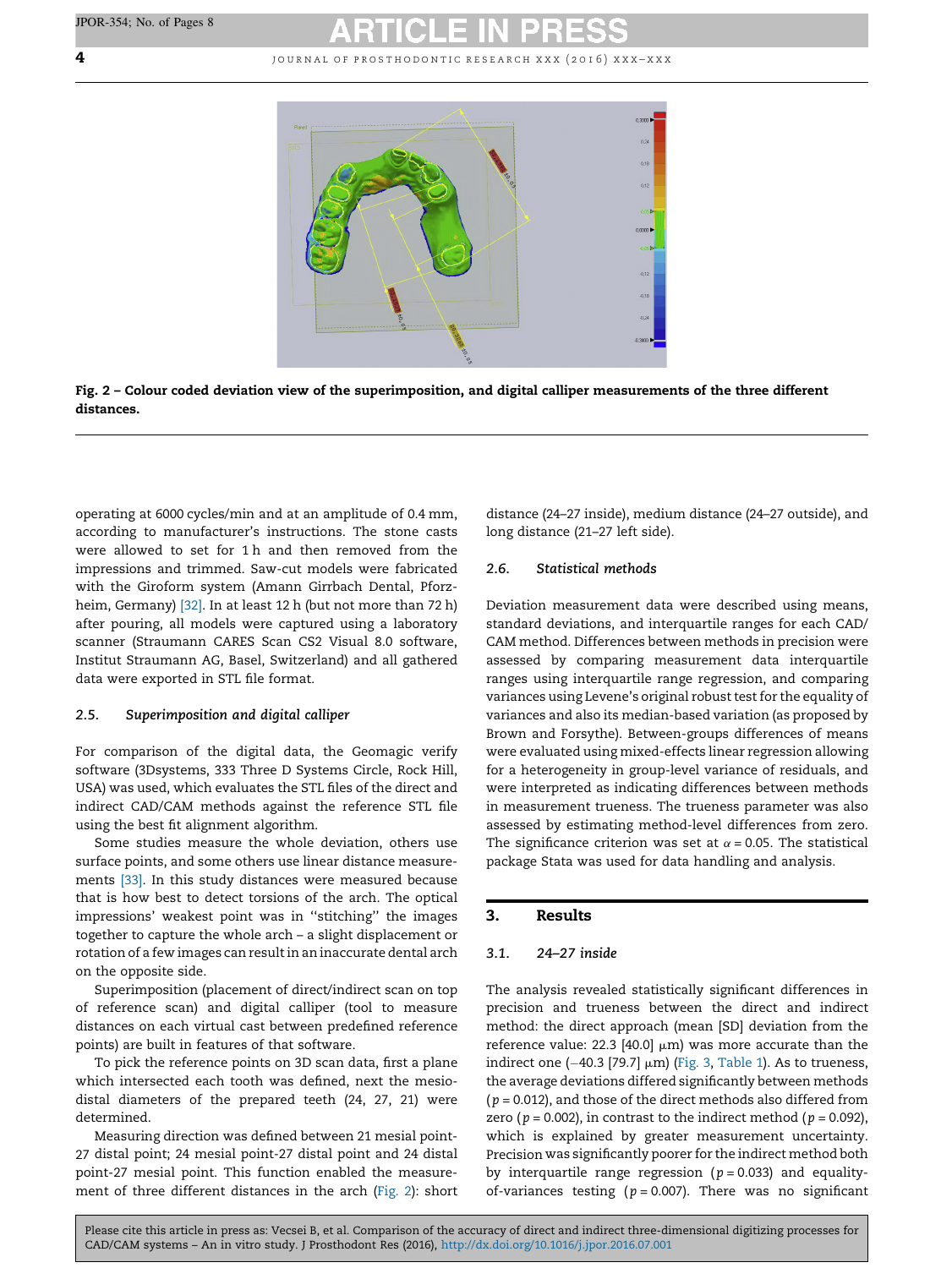Fig. 2 – Colour coded deviation view of the superimposition, and digital calliper measurements of the three different distances.

operating at 6000 cycles/min and at an amplitude of 0.4 mm, according to manufacturer's instructions. The stone casts were allowed to set for 1 h and then removed from the impressions and trimmed. Saw-cut models were fabricated with the Giroform system (Amann Girrbach Dental, Pforzheim, Germany) [32]. In at least 12 h (but not more than 72 h) after pouring, all models were captured using a laboratory scanner (Straumann CARES Scan CS2 Visual 8.0 software, Institut Straumann AG, Basel, Switzerland) and all gathered data were exported in STL file format.

### 2.5. *Superimposition and digital calliper*

For comparison of the digital data, the Geomagic verify software (3Dsystems, 333 Three D Systems Circle, Rock Hill, USA) was used, which evaluates the STL files of the direct and indirect CAD/CAM methods against the reference STL file using the best fit alignment algorithm.

Some studies measure the whole deviation, others use surface points, and some others use linear distance measurements [33]. In this study distances were measured because that is how best to detect torsions of the arch. The optical impressions' weakest point was in "stitching" the images together to capture the whole arch – a slight displacement or rotation of a few images can result in an inaccurate dental arch on the opposite side.

Superimposition (placement of direct/indirect scan on top of reference scan) and digital calliper (tool to measure distances on each virtual cast between predefined reference points) are built in features of that software.

To pick the reference points on 3D scan data, first a plane which intersected each tooth was defined, next the mesio-distal diameters of the prepared teeth (24, 27, 21) were determined.

Measuring direction was defined between 21 mesial point-27 distal point; 24 mesial point-27 distal point and 24 distal point-27 mesial point. This function enabled the measurement of three different distances in the arch (Fig. 2): short distance (24–27 inside), medium distance (24–27 outside), and long distance (21–27 left side).

### 2.6. *Statistical methods*

Deviation measurement data were described using means, standard deviations, and interquartile ranges for each CAD/CAM method. Differences between methods in precision were assessed by comparing measurement data interquartile ranges using interquartile range regression, and comparing variances using Levene's original robust test for the equality of variances and also its median-based variation (as proposed by Brown and Forsythe). Between-groups differences of means were evaluated using mixed-effects linear regression allowing for a heterogeneity in group-level variance of residuals, and were interpreted as indicating differences between methods in measurement trueness. The trueness parameter was also assessed by estimating method-level differences from zero. The significance criterion was set at $\alpha = 0.05$. The statistical package Stata was used for data handling and analysis.

## 3. Results

### 3.1. *24–27 inside*

The analysis revealed statistically significant differences in precision and trueness between the direct and indirect method: the direct approach (mean [SD] deviation from the reference value: 22.3 [40.0] μm) was more accurate than the indirect one (−40.3 [79.7] μm) (Fig. 3, Table 1). As to trueness, the average deviations differed significantly between methods ($p = 0.012$), and those of the direct methods also differed from zero ($p = 0.002$), in contrast to the indirect method ($p = 0.092$), which is explained by greater measurement uncertainty. Precision was significantly poorer for the indirect method both by interquartile range regression ($p = 0.033$) and equality-of-variances testing ($p = 0.007$). There was no significant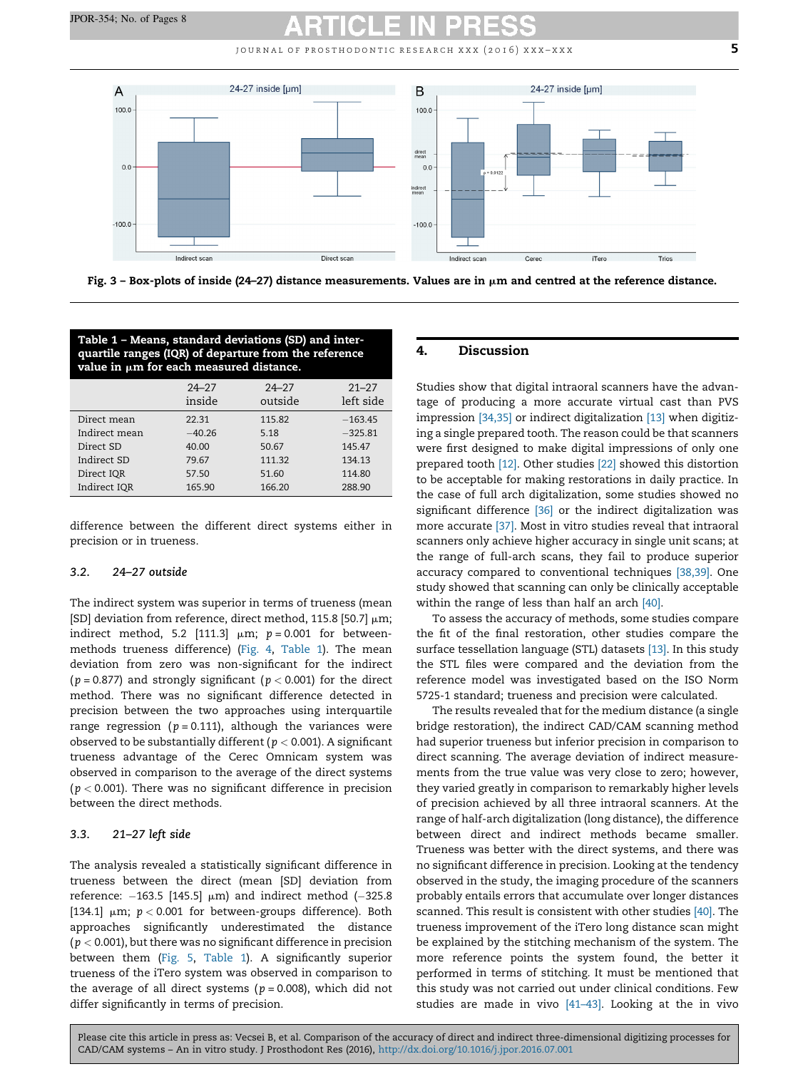Fig. 3 – Box-plots of inside (24–27) distance measurements. Values are in μm and centred at the reference distance.

| Table 1 – Means, standard deviations (SD) and interquartile ranges (IQR) of departure from the reference value in μm for each measured distance. | | | |
|---|---|---|---|
| | 24–27 inside | 24–27 outside | 21–27 left side |
| Direct mean | 22.31 | 115.82 | −163.45 |
| Indirect mean | −40.26 | 5.18 | −325.81 |
| Direct SD | 40.00 | 50.67 | 145.47 |
| Indirect SD | 79.67 | 111.32 | 134.13 |
| Direct IQR | 57.50 | 51.60 | 114.80 |
| Indirect IQR | 165.90 | 166.20 | 288.90 |

difference between the different direct systems either in precision or in trueness.

### 3.2. 24–27 outside

The indirect system was superior in terms of trueness (mean [SD] deviation from reference, direct method, 115.8 [50.7] μm; indirect method, 5.2 [111.3] μm; $p = 0.001$ for between-methods trueness difference) (Fig. 4, Table 1). The mean deviation from zero was non-significant for the indirect ($p = 0.877$) and strongly significant ($p < 0.001$) for the direct method. There was no significant difference detected in precision between the two approaches using interquartile range regression ($p = 0.111$), although the variances were observed to be substantially different ($p < 0.001$). A significant trueness advantage of the Cerec Omnicam system was observed in comparison to the average of the direct systems ($p < 0.001$). There was no significant difference in precision between the direct methods.

### 3.3. 21–27 left side

The analysis revealed a statistically significant difference in trueness between the direct (mean [SD] deviation from reference: −163.5 [145.5] μm) and indirect method (−325.8 [134.1] μm; $p < 0.001$ for between-groups difference). Both approaches significantly underestimated the distance ($p < 0.001$), but there was no significant difference in precision between them (Fig. 5, Table 1). A significantly superior trueness of the iTero system was observed in comparison to the average of all direct systems ($p = 0.008$), which did not differ significantly in terms of precision.

## 4. Discussion

Studies show that digital intraoral scanners have the advantage of producing a more accurate virtual cast than PVS impression [34,35] or indirect digitalization [13] when digitizing a single prepared tooth. The reason could be that scanners were first designed to make digital impressions of only one prepared tooth [12]. Other studies [22] showed this distortion to be acceptable for making restorations in daily practice. In the case of full arch digitalization, some studies showed no significant difference [36] or the indirect digitalization was more accurate [37]. Most in vitro studies reveal that intraoral scanners only achieve higher accuracy in single unit scans; at the range of full-arch scans, they fail to produce superior accuracy compared to conventional techniques [38,39]. One study showed that scanning can only be clinically acceptable within the range of less than half an arch [40].

To assess the accuracy of methods, some studies compare the fit of the final restoration, other studies compare the surface tessellation language (STL) datasets [13]. In this study the STL files were compared and the deviation from the reference model was investigated based on the ISO Norm 5725-1 standard; trueness and precision were calculated.

The results revealed that for the medium distance (a single bridge restoration), the indirect CAD/CAM scanning method had superior trueness but inferior precision in comparison to direct scanning. The average deviation of indirect measurements from the true value was very close to zero; however, they varied greatly in comparison to remarkably higher levels of precision achieved by all three intraoral scanners. At the range of half-arch digitalization (long distance), the difference between direct and indirect methods became smaller. Trueness was better with the direct systems, and there was no significant difference in precision. Looking at the tendency observed in the study, the imaging procedure of the scanners probably entails errors that accumulate over longer distances scanned. This result is consistent with other studies [40]. The trueness improvement of the iTero long distance scan might be explained by the stitching mechanism of the system. The more reference points the system found, the better it performed in terms of stitching. It must be mentioned that this study was not carried out under clinical conditions. Few studies are made in vivo [41–43]. Looking at the in vivo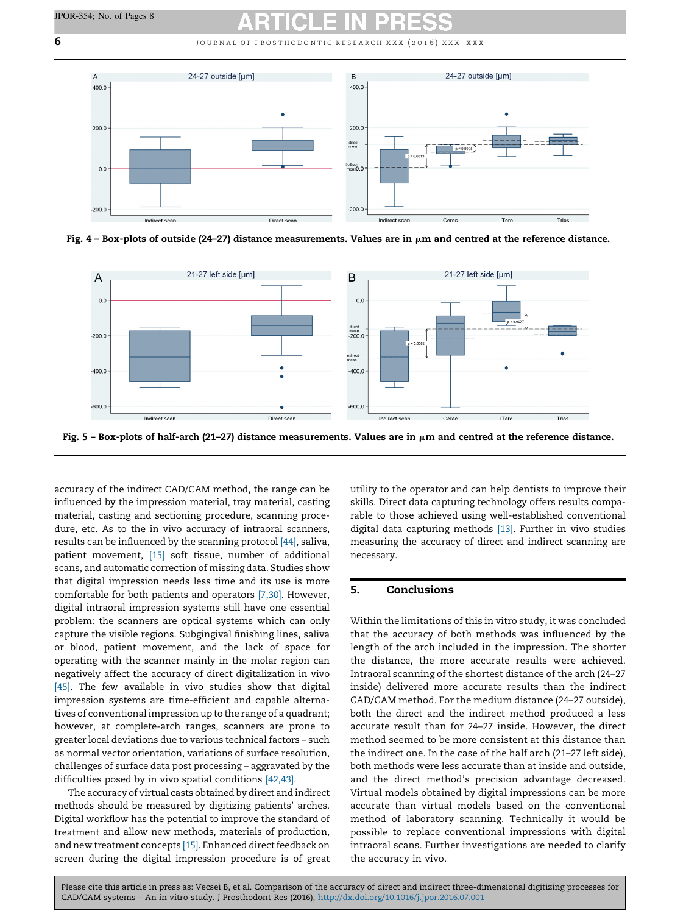Fig. 4 – Box-plots of outside (24–27) distance measurements. Values are in μm and centred at the reference distance.

Fig. 5 – Box-plots of half-arch (21–27) distance measurements. Values are in μm and centred at the reference distance.

accuracy of the indirect CAD/CAM method, the range can be influenced by the impression material, tray material, casting material, casting and sectioning procedure, scanning procedure, etc. As to the in vivo accuracy of intraoral scanners, results can be influenced by the scanning protocol [44], saliva, patient movement, [15] soft tissue, number of additional scans, and automatic correction of missing data. Studies show that digital impression needs less time and its use is more comfortable for both patients and operators [7,30]. However, digital intraoral impression systems still have one essential problem: the scanners are optical systems which can only capture the visible regions. Subgingival finishing lines, saliva or blood, patient movement, and the lack of space for operating with the scanner mainly in the molar region can negatively affect the accuracy of direct digitalization in vivo [45]. The few available in vivo studies show that digital impression systems are time-efficient and capable alternatives of conventional impression up to the range of a quadrant; however, at complete-arch ranges, scanners are prone to greater local deviations due to various technical factors – such as normal vector orientation, variations of surface resolution, challenges of surface data post processing – aggravated by the difficulties posed by in vivo spatial conditions [42,43].

The accuracy of virtual casts obtained by direct and indirect methods should be measured by digitizing patients' arches. Digital workflow has the potential to improve the standard of treatment and allow new methods, materials of production, and new treatment concepts [15]. Enhanced direct feedback on screen during the digital impression procedure is of great utility to the operator and can help dentists to improve their skills. Direct data capturing technology offers results comparable to those achieved using well-established conventional digital data capturing methods [13]. Further in vivo studies measuring the accuracy of direct and indirect scanning are necessary.

## 5. Conclusions

Within the limitations of this in vitro study, it was concluded that the accuracy of both methods was influenced by the length of the arch included in the impression. The shorter the distance, the more accurate results were achieved. Intraoral scanning of the shortest distance of the arch (24–27 inside) delivered more accurate results than the indirect CAD/CAM method. For the medium distance (24–27 outside), both the direct and the indirect method produced a less accurate result than for 24–27 inside. However, the direct method seemed to be more consistent at this distance than the indirect one. In the case of the half arch (21–27 left side), both methods were less accurate than at inside and outside, and the direct method's precision advantage decreased. Virtual models obtained by digital impressions can be more accurate than virtual models based on the conventional method of laboratory scanning. Technically it would be possible to replace conventional impressions with digital intraoral scans. Further investigations are needed to clarify the accuracy in vivo.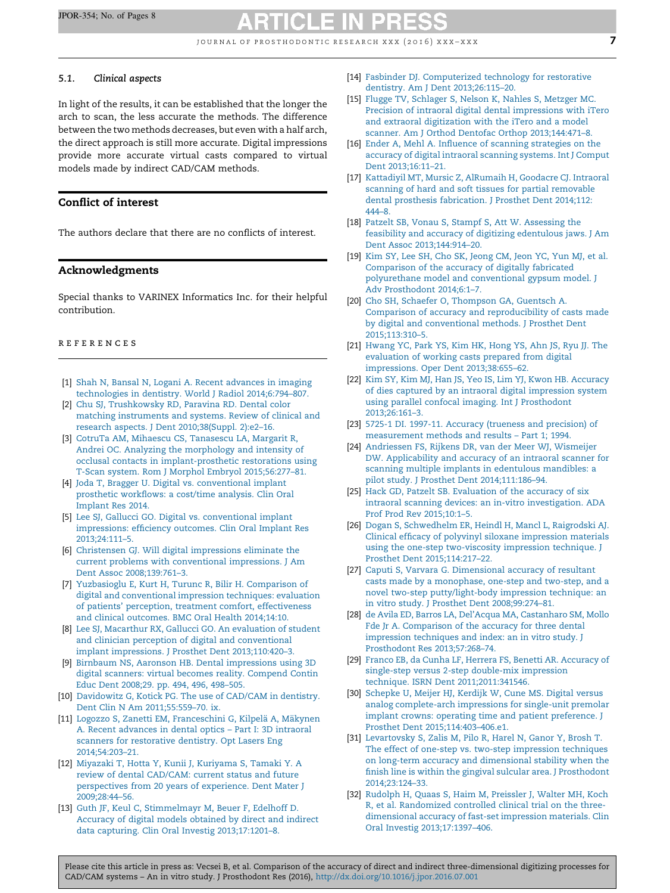### 5.1. *Clinical aspects*

In light of the results, it can be established that the longer the arch to scan, the less accurate the methods. The difference between the two methods decreases, but even with a half arch, the direct approach is still more accurate. Digital impressions provide more accurate virtual casts compared to virtual models made by indirect CAD/CAM methods.

## Conflict of interest

The authors declare that there are no conflicts of interest.

## Acknowledgments

Special thanks to VARINEX Informatics Inc. for their helpful contribution.

## REFERENCES

[1] Shah N, Bansal N, Logani A. Recent advances in imaging technologies in dentistry. World J Radiol 2014;6:794–807.

[2] Chu SJ, Trushkowsky RD, Paravina RD. Dental color matching instruments and systems. Review of clinical and research aspects. J Dent 2010;38(Suppl. 2):e2–16.

[3] CotruTa AM, Mihaescu CS, Tanasescu LA, Margarit R, Andrei OC. Analyzing the morphology and intensity of occlusal contacts in implant-prosthetic restorations using T-Scan system. Rom J Morphol Embryol 2015;56:277–81.

[4] Joda T, Bragger U. Digital vs. conventional implant prosthetic workflows: a cost/time analysis. Clin Oral Implant Res 2014.

[5] Lee SJ, Gallucci GO. Digital vs. conventional implant impressions: efficiency outcomes. Clin Oral Implant Res 2013;24:111–5.

[6] Christensen GJ. Will digital impressions eliminate the current problems with conventional impressions. J Am Dent Assoc 2008;139:761–3.

[7] Yuzbasioglu E, Kurt H, Turunc R, Bilir H. Comparison of digital and conventional impression techniques: evaluation of patients' perception, treatment comfort, effectiveness and clinical outcomes. BMC Oral Health 2014;14:10.

[8] Lee SJ, Macarthur RX, Gallucci GO. An evaluation of student and clinician perception of digital and conventional implant impressions. J Prosthet Dent 2013;110:420–3.

[9] Birnbaum NS, Aaronson HB. Dental impressions using 3D digital scanners: virtual becomes reality. Compend Contin Educ Dent 2008;29. pp. 494, 496, 498–505.

[10] Davidowitz G, Kotick PG. The use of CAD/CAM in dentistry. Dent Clin N Am 2011;55:559–70. ix.

[11] Logozzo S, Zanetti EM, Franceschini G, Kilpelä A, Mäkynen A. Recent advances in dental optics – Part I: 3D intraoral scanners for restorative dentistry. Opt Lasers Eng 2014;54:203–21.

[12] Miyazaki T, Hotta Y, Kunii J, Kuriyama S, Tamaki Y. A review of dental CAD/CAM: current status and future perspectives from 20 years of experience. Dent Mater J 2009;28:44–56.

[13] Guth JF, Keul C, Stimmelmayr M, Beuer F, Edelhoff D. Accuracy of digital models obtained by direct and indirect data capturing. Clin Oral Investig 2013;17:1201–8.

[14] Fasbinder DJ. Computerized technology for restorative dentistry. Am J Dent 2013;26:115–20.

[15] Flugge TV, Schlager S, Nelson K, Nahles S, Metzger MC. Precision of intraoral digital dental impressions with iTero and extraoral digitization with the iTero and a model scanner. Am J Orthod Dentofac Orthop 2013;144:471–8.

[16] Ender A, Mehl A. Influence of scanning strategies on the accuracy of digital intraoral scanning systems. Int J Comput Dent 2013;16:11–21.

[17] Kattadiyil MT, Mursic Z, AlRumaih H, Goodacre CJ. Intraoral scanning of hard and soft tissues for partial removable dental prosthesis fabrication. J Prosthet Dent 2014;112: 444–8.

[18] Patzelt SB, Vonau S, Stampf S, Att W. Assessing the feasibility and accuracy of digitizing edentulous jaws. J Am Dent Assoc 2013;144:914–20.

[19] Kim SY, Lee SH, Cho SK, Jeong CM, Jeon YC, Yun MJ, et al. Comparison of the accuracy of digitally fabricated polyurethane model and conventional gypsum model. J Adv Prosthodont 2014;6:1–7.

[20] Cho SH, Schaefer O, Thompson GA, Guentsch A. Comparison of accuracy and reproducibility of casts made by digital and conventional methods. J Prosthet Dent 2015;113:310–5.

[21] Hwang YC, Park YS, Kim HK, Hong YS, Ahn JS, Ryu JJ. The evaluation of working casts prepared from digital impressions. Oper Dent 2013;38:655–62.

[22] Kim SY, Kim MJ, Han JS, Yeo IS, Lim YJ, Kwon HB. Accuracy of dies captured by an intraoral digital impression system using parallel confocal imaging. Int J Prosthodont 2013;26:161–3.

[23] 5725-1 DI. 1997-11. Accuracy (trueness and precision) of measurement methods and results – Part 1; 1994.

[24] Andriessen FS, Rijkens DR, van der Meer WJ, Wismeijer DW. Applicability and accuracy of an intraoral scanner for scanning multiple implants in edentulous mandibles: a pilot study. J Prosthet Dent 2014;111:186–94.

[25] Hack GD, Patzelt SB. Evaluation of the accuracy of six intraoral scanning devices: an in-vitro investigation. ADA Prof Prod Rev 2015;10:1–5.

[26] Dogan S, Schwedhelm ER, Heindl H, Mancl L, Raigrodski AJ. Clinical efficacy of polyvinyl siloxane impression materials using the one-step two-viscosity impression technique. J Prosthet Dent 2015;114:217–22.

[27] Caputi S, Varvara G. Dimensional accuracy of resultant casts made by a monophase, one-step and two-step, and a novel two-step putty/light-body impression technique: an in vitro study. J Prosthet Dent 2008;99:274–81.

[28] de Avila ED, Barros LA, Del'Acqua MA, Castanharo SM, Mollo Fde Jr A. Comparison of the accuracy for three dental impression techniques and index: an in vitro study. J Prosthodont Res 2013;57:268–74.

[29] Franco EB, da Cunha LF, Herrera FS, Benetti AR. Accuracy of single-step versus 2-step double-mix impression technique. ISRN Dent 2011;2011:341546.

[30] Schepke U, Meijer HJ, Kerdijk W, Cune MS. Digital versus analog complete-arch impressions for single-unit premolar implant crowns: operating time and patient preference. J Prosthet Dent 2015;114:403–406.e1.

[31] Levartovsky S, Zalis M, Pilo R, Harel N, Ganor Y, Brosh T. The effect of one-step vs. two-step impression techniques on long-term accuracy and dimensional stability when the finish line is within the gingival sulcular area. J Prosthodont 2014;23:124–33.

[32] Rudolph H, Quaas S, Haim M, Preissler J, Walter MH, Koch R, et al. Randomized controlled clinical trial on the three-dimensional accuracy of fast-set impression materials. Clin Oral Investig 2013;17:1397–406.

Please cite this article in press as: Vecsei B, et al. Comparison of the accuracy of direct and indirect three-dimensional digitizing processes for CAD/CAM systems – An in vitro study. J Prosthodont Res (2016), http://dx.doi.org/10.1016/j.jpor.2016.07.001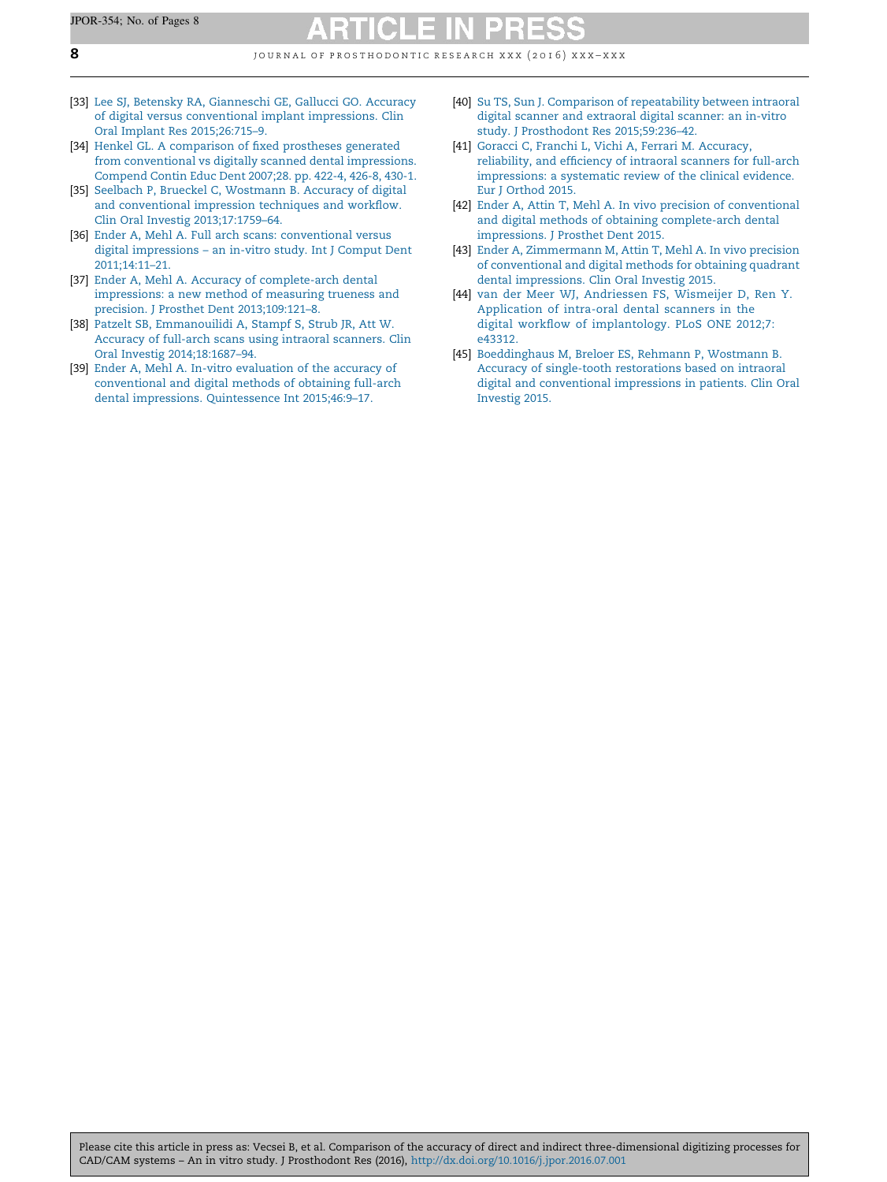[33] Lee SJ, Betensky RA, Gianneschi GE, Gallucci GO. Accuracy of digital versus conventional implant impressions. Clin Oral Implant Res 2015;26:715–9.

[34] Henkel GL. A comparison of fixed prostheses generated from conventional vs digitally scanned dental impressions. Compend Contin Educ Dent 2007;28. pp. 422-4, 426-8, 430-1.

[35] Seelbach P, Brueckel C, Wostmann B. Accuracy of digital and conventional impression techniques and workflow. Clin Oral Investig 2013;17:1759–64.

[36] Ender A, Mehl A. Full arch scans: conventional versus digital impressions – an in-vitro study. Int J Comput Dent 2011;14:11–21.

[37] Ender A, Mehl A. Accuracy of complete-arch dental impressions: a new method of measuring trueness and precision. J Prosthet Dent 2013;109:121–8.

[38] Patzelt SB, Emmanouilidi A, Stampf S, Strub JR, Att W. Accuracy of full-arch scans using intraoral scanners. Clin Oral Investig 2014;18:1687–94.

[39] Ender A, Mehl A. In-vitro evaluation of the accuracy of conventional and digital methods of obtaining full-arch dental impressions. Quintessence Int 2015;46:9–17.

[40] Su TS, Sun J. Comparison of repeatability between intraoral digital scanner and extraoral digital scanner: an in-vitro study. J Prosthodont Res 2015;59:236–42.

[41] Goracci C, Franchi L, Vichi A, Ferrari M. Accuracy, reliability, and efficiency of intraoral scanners for full-arch impressions: a systematic review of the clinical evidence. Eur J Orthod 2015.

[42] Ender A, Attin T, Mehl A. In vivo precision of conventional and digital methods of obtaining complete-arch dental impressions. J Prosthet Dent 2015.

[43] Ender A, Zimmermann M, Attin T, Mehl A. In vivo precision of conventional and digital methods for obtaining quadrant dental impressions. Clin Oral Investig 2015.

[44] van der Meer WJ, Andriessen FS, Wismeijer D, Ren Y. Application of intra-oral dental scanners in the digital workflow of implantology. PLoS ONE 2012;7:e43312.

[45] Boeddinghaus M, Breloer ES, Rehmann P, Wostmann B. Accuracy of single-tooth restorations based on intraoral digital and conventional impressions in patients. Clin Oral Investig 2015.